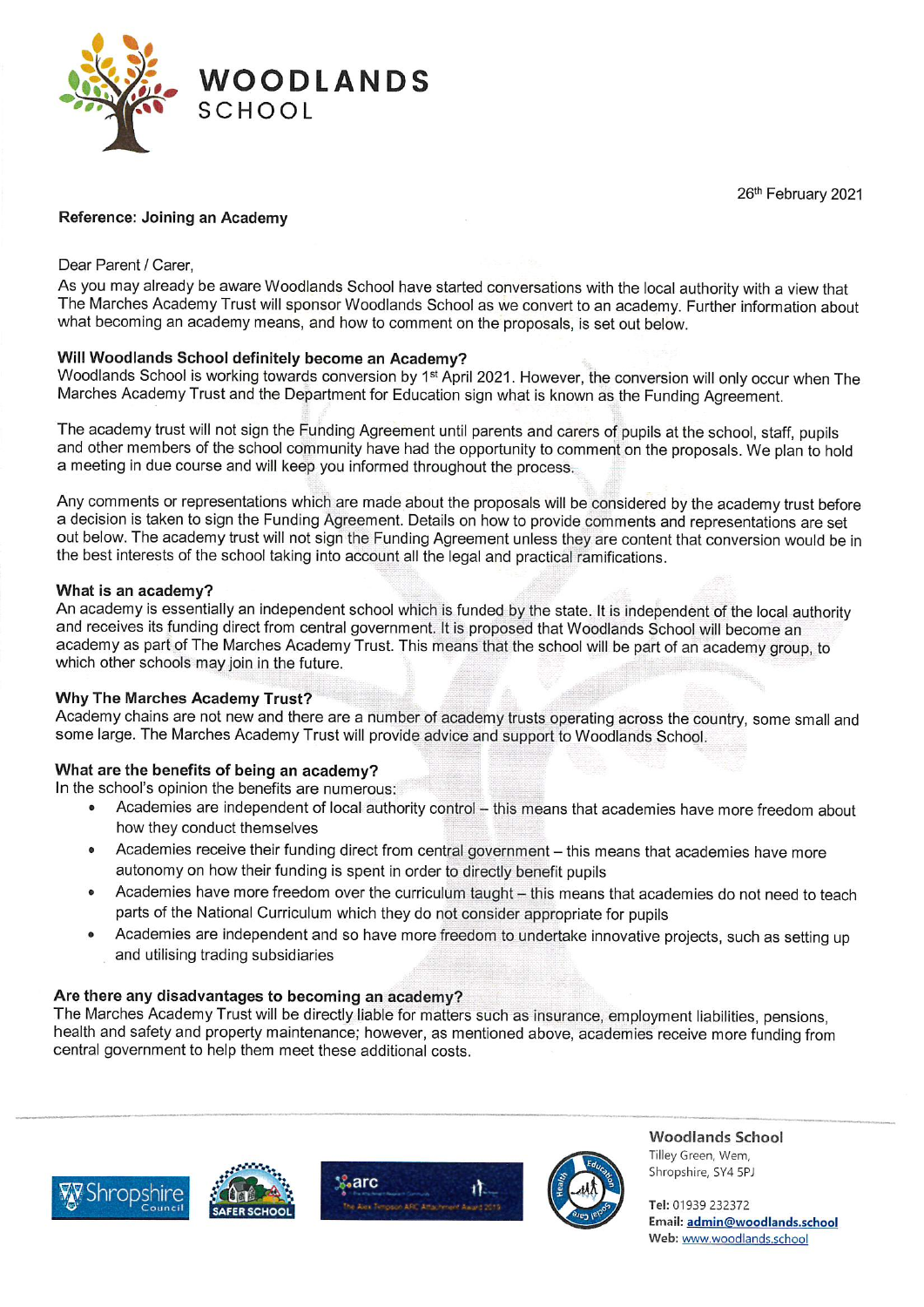# WOODLANDS SCHOOL

26th February 2021

**Reference: Joining an Academy**

Dear Parent / Carer,

As you may already be aware Woodlands School have started conversations with the local authority with a view that The Marches Academy Trust will sponsor Woodlands School as we convert to an academy. Further information about what becoming an academy means, and how to comment on the proposals, is set out below.

### Will Woodlands School definitely become an Academy?

Woodlands School is working towards conversion by 1st April 2021. However, the conversion will only occur when The Marches Academy Trust and the Department for Education sign what is known as the Funding Agreement.

The academy trust will not sign the Funding Agreement until parents and carers of pupils at the school, staff, pupils and other members of the school community have had the opportunity to comment on the proposals. We plan to hold a meeting in due course and will keep you informed throughout the process.

Any comments or representations which are made about the proposals will be considered by the academy trust before a decision is taken to sign the Funding Agreement. Details on how to provide comments and representations are set out below. The academy trust will not sign the Funding Agreement unless they are content that conversion would be in the best interests of the school taking into account all the legal and practical ramifications.

### What is an academy?

An academy is essentially an independent school which is funded by the state. It is independent of the local authority and receives its funding direct from central government. It is proposed that Woodlands School will become an academy as part of The Marches Academy Trust. This means that the school will be part of an academy group, to which other schools may join in the future.

### Why The Marches Academy Trust?

Academy chains are not new and there are a number of academy trusts operating across the country, some small and some large. The Marches Academy Trust will provide advice and support to Woodlands School.

### What are the benefits of being an academy?

In the school's opinion the benefits are numerous:

- Academies are independent of local authority control – this means that academies have more freedom about how they conduct themselves
- Academies receive their funding direct from central government – this means that academies have more autonomy on how their funding is spent in order to directly benefit pupils
- Academies have more freedom over the curriculum taught – this means that academies do not need to teach parts of the National Curriculum which they do not consider appropriate for pupils
- Academies are independent and so have more freedom to undertake innovative projects, such as setting up and utilising trading subsidiaries

### Are there any disadvantages to becoming an academy?

The Marches Academy Trust will be directly liable for matters such as insurance, employment liabilities, pensions, health and safety and property maintenance; however, as mentioned above, academies receive more funding from central government to help them meet these additional costs.

**Woodlands School**
Tilley Green, Wem,
Shropshire, SY4 5PJ

**Tel:** 01939 232372
**Email:** admin@woodlands.school
**Web:** www.woodlands.school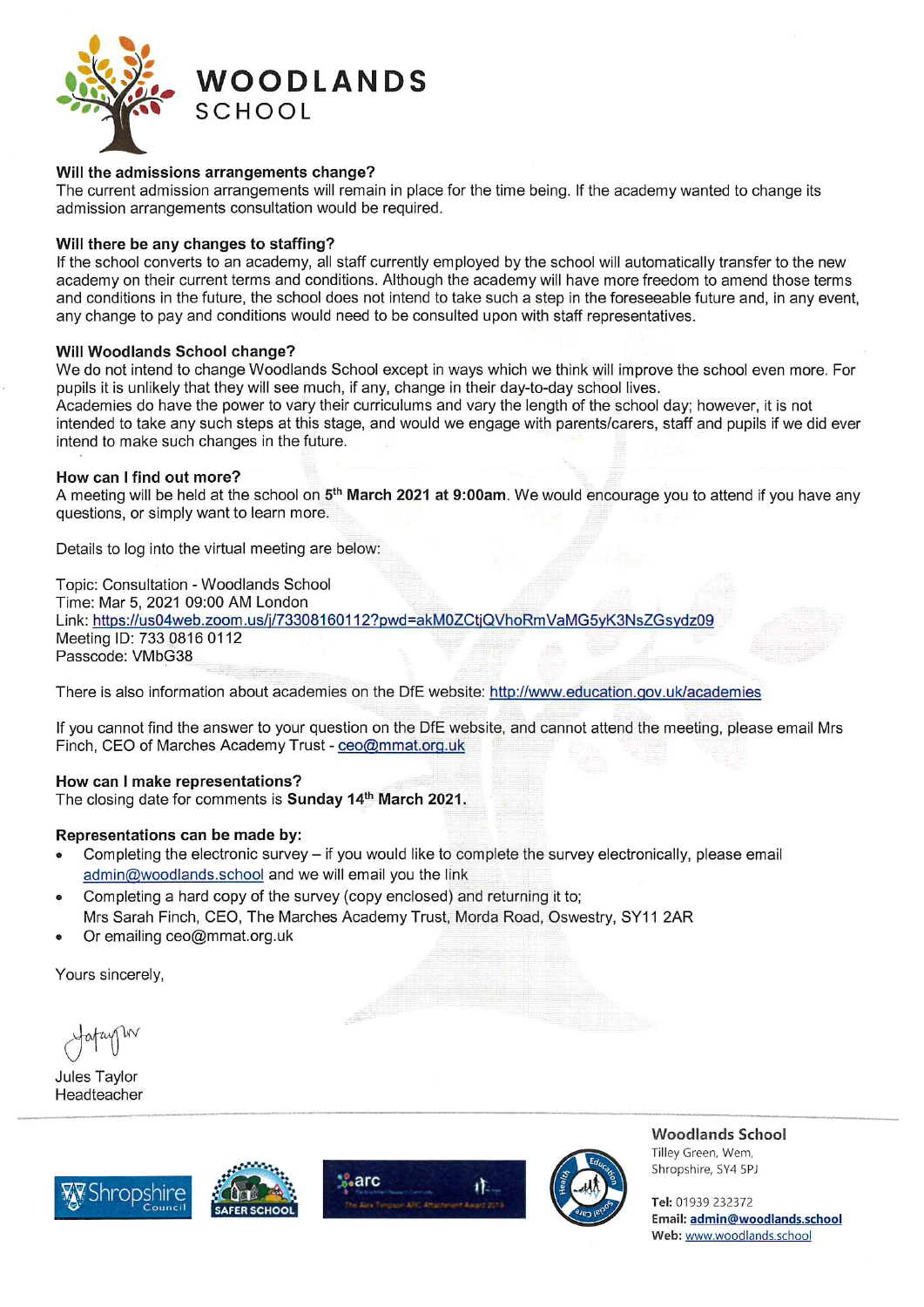# WOODLANDS SCHOOL

**Will the admissions arrangements change?**
The current admission arrangements will remain in place for the time being. If the academy wanted to change its admission arrangements consultation would be required.

**Will there be any changes to staffing?**
If the school converts to an academy, all staff currently employed by the school will automatically transfer to the new academy on their current terms and conditions. Although the academy will have more freedom to amend those terms and conditions in the future, the school does not intend to take such a step in the foreseeable future and, in any event, any change to pay and conditions would need to be consulted upon with staff representatives.

**Will Woodlands School change?**
We do not intend to change Woodlands School except in ways which we think will improve the school even more. For pupils it is unlikely that they will see much, if any, change in their day-to-day school lives.
Academies do have the power to vary their curriculums and vary the length of the school day; however, it is not intended to take any such steps at this stage, and would we engage with parents/carers, staff and pupils if we did ever intend to make such changes in the future.

**How can I find out more?**
A meeting will be held at the school on **5th March 2021 at 9:00am**. We would encourage you to attend if you have any questions, or simply want to learn more.

Details to log into the virtual meeting are below:

Topic: Consultation - Woodlands School
Time: Mar 5, 2021 09:00 AM London
Link: https://us04web.zoom.us/j/73308160112?pwd=akM0ZCtjQVhoRmVaMG5yK3NsZGsydz09
Meeting ID: 733 0816 0112
Passcode: VMbG38

There is also information about academies on the DfE website: http://www.education.gov.uk/academies

If you cannot find the answer to your question on the DfE website, and cannot attend the meeting, please email Mrs Finch, CEO of Marches Academy Trust - ceo@mmat.org.uk

**How can I make representations?**
The closing date for comments is **Sunday 14th March 2021.**

**Representations can be made by:**

- Completing the electronic survey – if you would like to complete the survey electronically, please email admin@woodlands.school and we will email you the link
- Completing a hard copy of the survey (copy enclosed) and returning it to;
  Mrs Sarah Finch, CEO, The Marches Academy Trust, Morda Road, Oswestry, SY11 2AR
- Or emailing ceo@mmat.org.uk

Yours sincerely,

Jules Taylor
Headteacher

**Woodlands School**
Tilley Green, Wem,
Shropshire, SY4 5PJ

**Tel:** 01939 232372
**Email:** admin@woodlands.school
**Web:** www.woodlands.school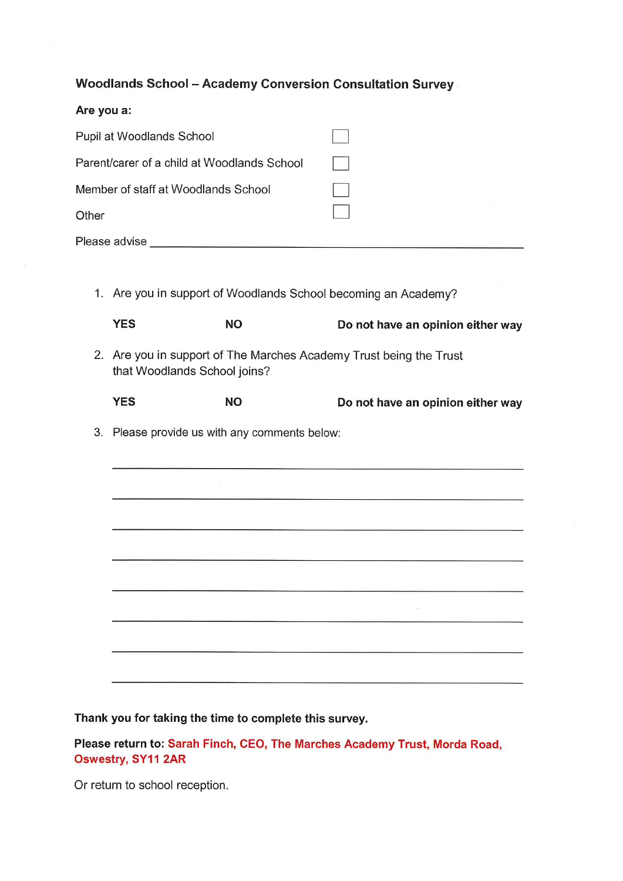## Woodlands School – Academy Conversion Consultation Survey

**Are you a:**

Pupil at Woodlands School ☐

Parent/carer of a child at Woodlands School ☐

Member of staff at Woodlands School ☐

Other ☐

Please advise ____________________________________________

1. Are you in support of Woodlands School becoming an Academy?

   **YES** **NO** **Do not have an opinion either way**

2. Are you in support of The Marches Academy Trust being the Trust that Woodlands School joins?

   **YES** **NO** **Do not have an opinion either way**

3. Please provide us with any comments below:

   ____________________________________________

   ____________________________________________

   ____________________________________________

   ____________________________________________

   ____________________________________________

   ____________________________________________

   ____________________________________________

   ____________________________________________

**Thank you for taking the time to complete this survey.**

**Please return to: Sarah Finch, CEO, The Marches Academy Trust, Morda Road, Oswestry, SY11 2AR**

Or return to school reception.